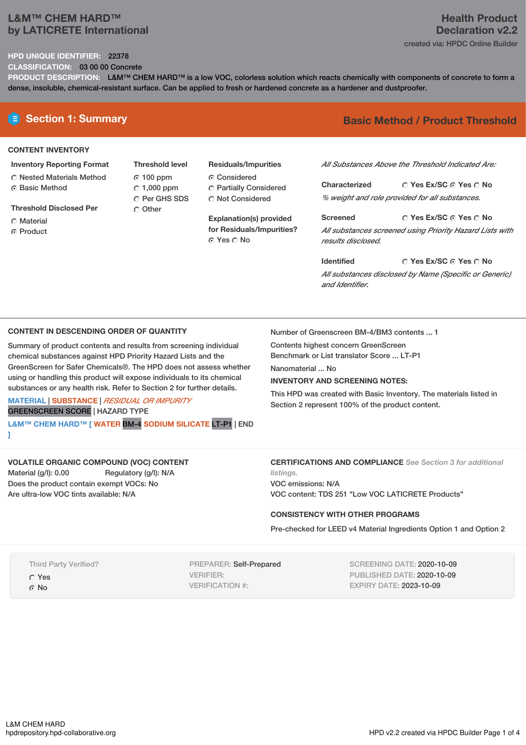# L&M™ CHEM HARD™ by LATICRETE International

## Health Product Declaration v2.2

created via: HPDC Online Builder

**HPD UNIQUE IDENTIFIER:** 22378

**CLASSIFICATION:** 03 00 00 Concrete

**PRODUCT DESCRIPTION:** L&M™ CHEM HARD™ is a low VOC, colorless solution which reacts chemically with components of concrete to form a dense, insoluble, chemical-resistant surface. Can be applied to fresh or hardened concrete as a hardener and dustproofer.

## Section 1: Summary

**Basic Method / Product Threshold**

### CONTENT INVENTORY

**Inventory Reporting Format**
- ○ Nested Materials Method
- ◉ Basic Method

**Threshold Disclosed Per**
- ○ Material
- ◉ Product

**Threshold level**
- ◉ 100 ppm
- ○ 1,000 ppm
- ○ Per GHS SDS
- ○ Other

**Residuals/Impurities**
- ◉ Considered
- ○ Partially Considered
- ○ Not Considered

**Explanation(s) provided for Residuals/Impurities?**
◉ Yes ○ No

*All Substances Above the Threshold Indicated Are:*

**Characterized** ○ Yes Ex/SC ◉ Yes ○ No
*% weight and role provided for all substances.*

**Screened** ○ Yes Ex/SC ◉ Yes ○ No
*All substances screened using Priority Hazard Lists with results disclosed.*

**Identified** ○ Yes Ex/SC ◉ Yes ○ No
*All substances disclosed by Name (Specific or Generic) and Identifier.*

### CONTENT IN DESCENDING ORDER OF QUANTITY

Summary of product contents and results from screening individual chemical substances against HPD Priority Hazard Lists and the GreenScreen for Safer Chemicals®. The HPD does not assess whether using or handling this product will expose individuals to its chemical substances or any health risk. Refer to Section 2 for further details.

**MATERIAL** | **SUBSTANCE** | *RESIDUAL OR IMPURITY*
GREENSCREEN SCORE | HAZARD TYPE

**L&M™ CHEM HARD™ [ WATER** BM-4 **SODIUM SILICATE** LT-P1 | END **]**

Number of Greenscreen BM-4/BM3 contents ... 1

Contents highest concern GreenScreen Benchmark or List translator Score ... LT-P1

Nanomaterial ... No

**INVENTORY AND SCREENING NOTES:**

This HPD was created with Basic Inventory. The materials listed in Section 2 represent 100% of the product content.

### VOLATILE ORGANIC COMPOUND (VOC) CONTENT

Material (g/l): 0.00 Regulatory (g/l): N/A

Does the product contain exempt VOCs: No

Are ultra-low VOC tints available: N/A

### CERTIFICATIONS AND COMPLIANCE *See Section 3 for additional listings.*

VOC emissions: N/A

VOC content: TDS 251 "Low VOC LATICRETE Products"

### CONSISTENCY WITH OTHER PROGRAMS

Pre-checked for LEED v4 Material Ingredients Option 1 and Option 2

Third Party Verified?
- ○ Yes
- ◉ No

PREPARER: Self-Prepared
VERIFIER:
VERIFICATION #:

SCREENING DATE: 2020-10-09
PUBLISHED DATE: 2020-10-09
EXPIRY DATE: 2023-10-09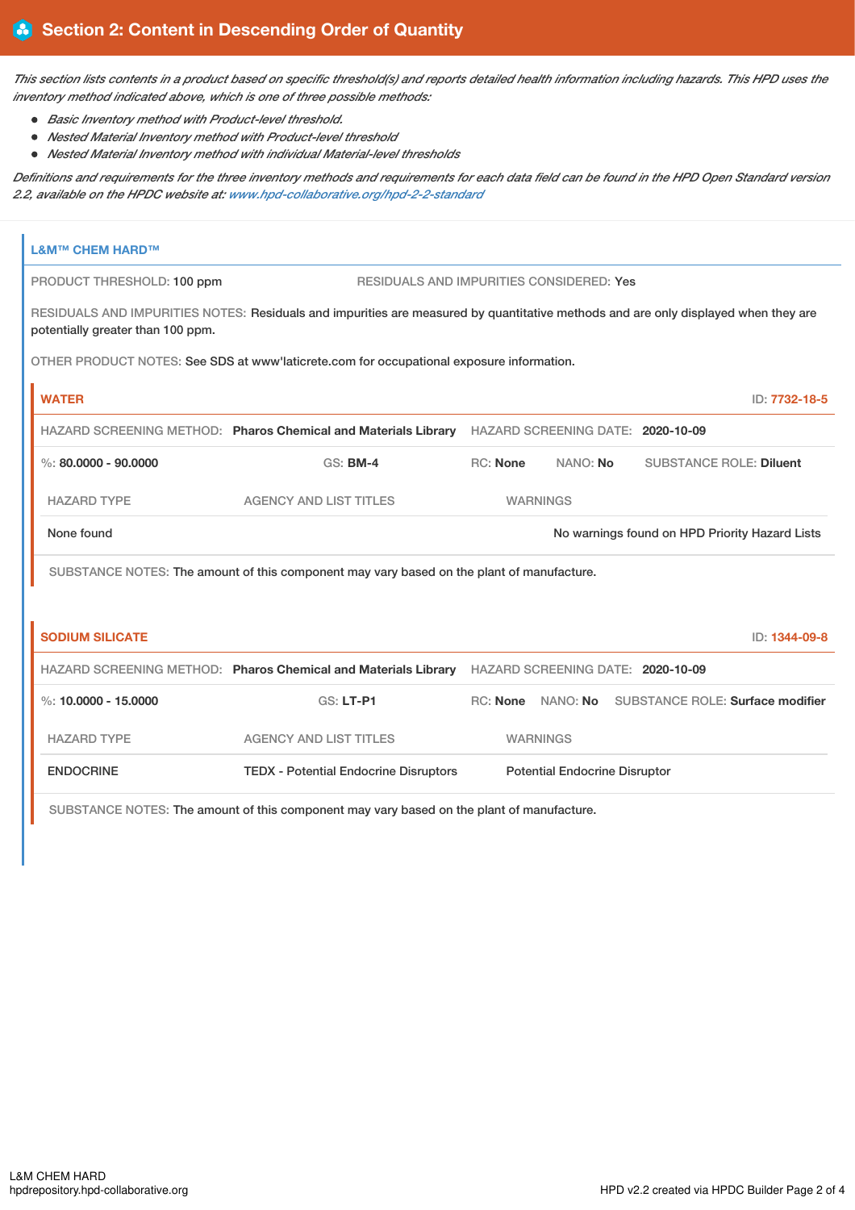## Section 2: Content in Descending Order of Quantity

*This section lists contents in a product based on specific threshold(s) and reports detailed health information including hazards. This HPD uses the inventory method indicated above, which is one of three possible methods:*

- *Basic Inventory method with Product-level threshold.*
- *Nested Material Inventory method with Product-level threshold*
- *Nested Material Inventory method with individual Material-level thresholds*

*Definitions and requirements for the three inventory methods and requirements for each data field can be found in the HPD Open Standard version 2.2, available on the HPDC website at: www.hpd-collaborative.org/hpd-2-2-standard*

### L&M™ CHEM HARD™

PRODUCT THRESHOLD: 100 ppm

RESIDUALS AND IMPURITIES CONSIDERED: Yes

RESIDUALS AND IMPURITIES NOTES: Residuals and impurities are measured by quantitative methods and are only displayed when they are potentially greater than 100 ppm.

OTHER PRODUCT NOTES: See SDS at www'laticrete.com for occupational exposure information.

#### WATER

ID: 7732-18-5

HAZARD SCREENING METHOD: **Pharos Chemical and Materials Library** HAZARD SCREENING DATE: **2020-10-09**

%: **80.0000 - 90.0000** GS: **BM-4** RC: **None** NANO: **No** SUBSTANCE ROLE: **Diluent**

| HAZARD TYPE | AGENCY AND LIST TITLES | WARNINGS |
|---|---|---|
| None found | | No warnings found on HPD Priority Hazard Lists |

SUBSTANCE NOTES: The amount of this component may vary based on the plant of manufacture.

#### SODIUM SILICATE

ID: 1344-09-8

HAZARD SCREENING METHOD: **Pharos Chemical and Materials Library** HAZARD SCREENING DATE: **2020-10-09**

%: **10.0000 - 15.0000** GS: **LT-P1** RC: **None** NANO: **No** SUBSTANCE ROLE: **Surface modifier**

| HAZARD TYPE | AGENCY AND LIST TITLES | WARNINGS |
|---|---|---|
| ENDOCRINE | TEDX - Potential Endocrine Disruptors | Potential Endocrine Disruptor |

SUBSTANCE NOTES: The amount of this component may vary based on the plant of manufacture.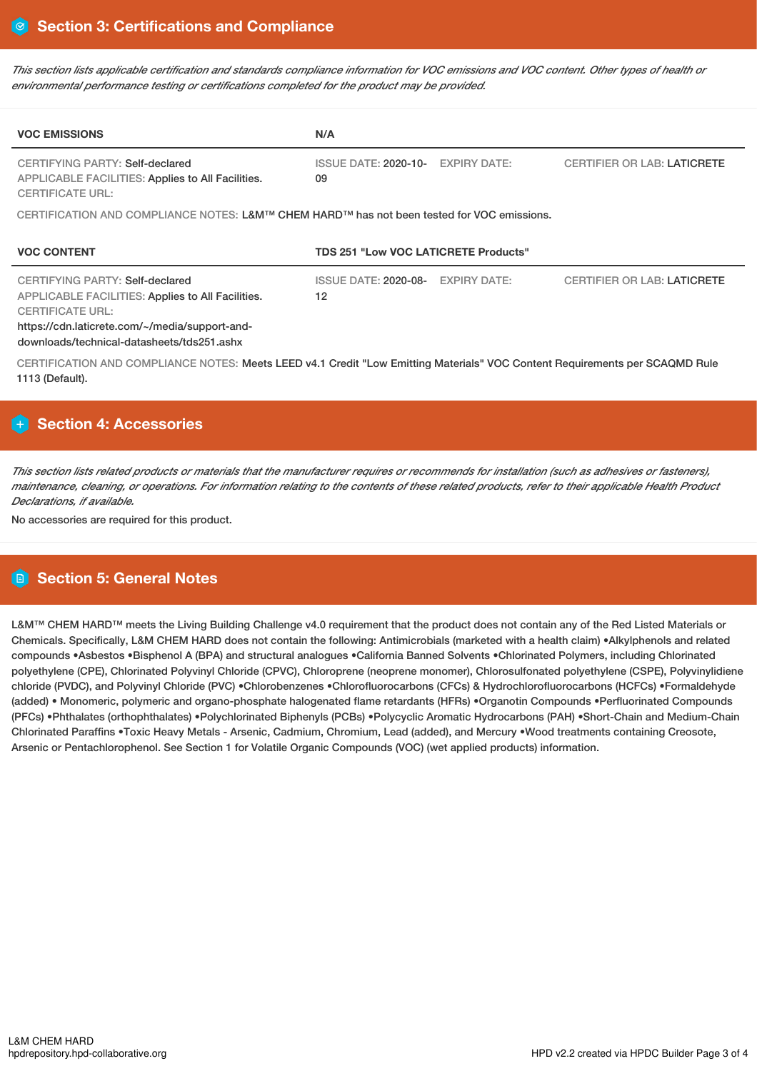## Section 3: Certifications and Compliance

*This section lists applicable certification and standards compliance information for VOC emissions and VOC content. Other types of health or environmental performance testing or certifications completed for the product may be provided.*

| VOC EMISSIONS | N/A | | |
|---|---|---|---|
| CERTIFYING PARTY: Self-declared<br>APPLICABLE FACILITIES: Applies to All Facilities.<br>CERTIFICATE URL: | ISSUE DATE: 2020-10-09 | EXPIRY DATE: | CERTIFIER OR LAB: LATICRETE |

CERTIFICATION AND COMPLIANCE NOTES: L&M™ CHEM HARD™ has not been tested for VOC emissions.

| VOC CONTENT | TDS 251 "Low VOC LATICRETE Products" | | |
|---|---|---|---|
| CERTIFYING PARTY: Self-declared<br>APPLICABLE FACILITIES: Applies to All Facilities.<br>CERTIFICATE URL:<br>https://cdn.laticrete.com/~/media/support-and-downloads/technical-datasheets/tds251.ashx | ISSUE DATE: 2020-08-12 | EXPIRY DATE: | CERTIFIER OR LAB: LATICRETE |

CERTIFICATION AND COMPLIANCE NOTES: Meets LEED v4.1 Credit "Low Emitting Materials" VOC Content Requirements per SCAQMD Rule 1113 (Default).

## Section 4: Accessories

*This section lists related products or materials that the manufacturer requires or recommends for installation (such as adhesives or fasteners), maintenance, cleaning, or operations. For information relating to the contents of these related products, refer to their applicable Health Product Declarations, if available.*

No accessories are required for this product.

## Section 5: General Notes

L&M™ CHEM HARD™ meets the Living Building Challenge v4.0 requirement that the product does not contain any of the Red Listed Materials or Chemicals. Specifically, L&M CHEM HARD does not contain the following: Antimicrobials (marketed with a health claim) •Alkylphenols and related compounds •Asbestos •Bisphenol A (BPA) and structural analogues •California Banned Solvents •Chlorinated Polymers, including Chlorinated polyethylene (CPE), Chlorinated Polyvinyl Chloride (CPVC), Chloroprene (neoprene monomer), Chlorosulfonated polyethylene (CSPE), Polyvinylidiene chloride (PVDC), and Polyvinyl Chloride (PVC) •Chlorobenzenes •Chlorofluorocarbons (CFCs) & Hydrochlorofluorocarbons (HCFCs) •Formaldehyde (added) • Monomeric, polymeric and organo-phosphate halogenated flame retardants (HFRs) •Organotin Compounds •Perfluorinated Compounds (PFCs) •Phthalates (orthophthalates) •Polychlorinated Biphenyls (PCBs) •Polycyclic Aromatic Hydrocarbons (PAH) •Short-Chain and Medium-Chain Chlorinated Paraffins •Toxic Heavy Metals - Arsenic, Cadmium, Chromium, Lead (added), and Mercury •Wood treatments containing Creosote, Arsenic or Pentachlorophenol. See Section 1 for Volatile Organic Compounds (VOC) (wet applied products) information.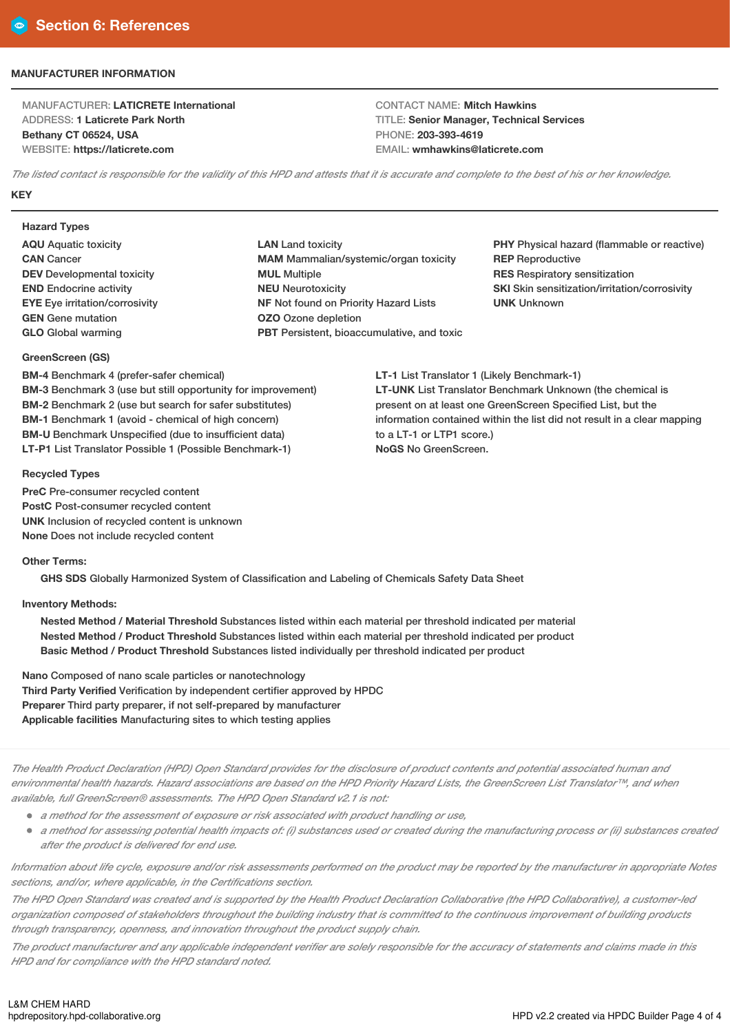## Section 6: References

### MANUFACTURER INFORMATION

MANUFACTURER: **LATICRETE International**
ADDRESS: **1 Laticrete Park North**
**Bethany CT 06524, USA**
WEBSITE: **https://laticrete.com**

CONTACT NAME: **Mitch Hawkins**
TITLE: **Senior Manager, Technical Services**
PHONE: **203-393-4619**
EMAIL: **wmhawkins@laticrete.com**

*The listed contact is responsible for the validity of this HPD and attests that it is accurate and complete to the best of his or her knowledge.*

### KEY

**Hazard Types**

**AQU** Aquatic toxicity
**CAN** Cancer
**DEV** Developmental toxicity
**END** Endocrine activity
**EYE** Eye irritation/corrosivity
**GEN** Gene mutation
**GLO** Global warming
**LAN** Land toxicity
**MAM** Mammalian/systemic/organ toxicity
**MUL** Multiple
**NEU** Neurotoxicity
**NF** Not found on Priority Hazard Lists
**OZO** Ozone depletion
**PBT** Persistent, bioaccumulative, and toxic
**PHY** Physical hazard (flammable or reactive)
**REP** Reproductive
**RES** Respiratory sensitization
**SKI** Skin sensitization/irritation/corrosivity
**UNK** Unknown

**GreenScreen (GS)**

**BM-4** Benchmark 4 (prefer-safer chemical)
**BM-3** Benchmark 3 (use but still opportunity for improvement)
**BM-2** Benchmark 2 (use but search for safer substitutes)
**BM-1** Benchmark 1 (avoid - chemical of high concern)
**BM-U** Benchmark Unspecified (due to insufficient data)
**LT-P1** List Translator Possible 1 (Possible Benchmark-1)
**LT-1** List Translator 1 (Likely Benchmark-1)
**LT-UNK** List Translator Benchmark Unknown (the chemical is present on at least one GreenScreen Specified List, but the information contained within the list did not result in a clear mapping to a LT-1 or LTP1 score.)
**NoGS** No GreenScreen.

**Recycled Types**

**PreC** Pre-consumer recycled content
**PostC** Post-consumer recycled content
**UNK** Inclusion of recycled content is unknown
**None** Does not include recycled content

**Other Terms:**

**GHS SDS** Globally Harmonized System of Classification and Labeling of Chemicals Safety Data Sheet

**Inventory Methods:**

**Nested Method / Material Threshold** Substances listed within each material per threshold indicated per material
**Nested Method / Product Threshold** Substances listed within each material per threshold indicated per product
**Basic Method / Product Threshold** Substances listed individually per threshold indicated per product

**Nano** Composed of nano scale particles or nanotechnology
**Third Party Verified** Verification by independent certifier approved by HPDC
**Preparer** Third party preparer, if not self-prepared by manufacturer
**Applicable facilities** Manufacturing sites to which testing applies

*The Health Product Declaration (HPD) Open Standard provides for the disclosure of product contents and potential associated human and environmental health hazards. Hazard associations are based on the HPD Priority Hazard Lists, the GreenScreen List Translator™, and when available, full GreenScreen® assessments. The HPD Open Standard v2.1 is not:*

- *a method for the assessment of exposure or risk associated with product handling or use,*
- *a method for assessing potential health impacts of: (i) substances used or created during the manufacturing process or (ii) substances created after the product is delivered for end use.*

*Information about life cycle, exposure and/or risk assessments performed on the product may be reported by the manufacturer in appropriate Notes sections, and/or, where applicable, in the Certifications section.*

*The HPD Open Standard was created and is supported by the Health Product Declaration Collaborative (the HPD Collaborative), a customer-led organization composed of stakeholders throughout the building industry that is committed to the continuous improvement of building products through transparency, openness, and innovation throughout the product supply chain.*

*The product manufacturer and any applicable independent verifier are solely responsible for the accuracy of statements and claims made in this HPD and for compliance with the HPD standard noted.*